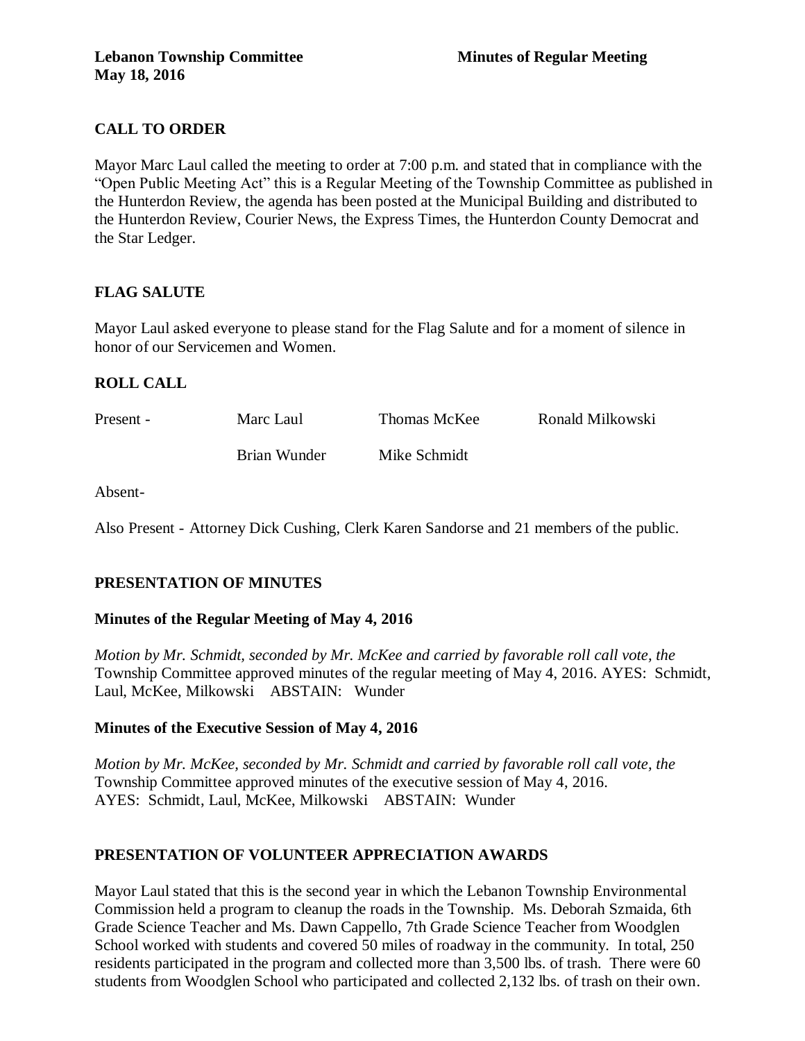**Lebanon Township Committee** **Minutes of Regular Meeting**
**May 18, 2016**

## CALL TO ORDER

Mayor Marc Laul called the meeting to order at 7:00 p.m. and stated that in compliance with the "Open Public Meeting Act" this is a Regular Meeting of the Township Committee as published in the Hunterdon Review, the agenda has been posted at the Municipal Building and distributed to the Hunterdon Review, Courier News, the Express Times, the Hunterdon County Democrat and the Star Ledger.

## FLAG SALUTE

Mayor Laul asked everyone to please stand for the Flag Salute and for a moment of silence in honor of our Servicemen and Women.

## ROLL CALL

Present - Marc Laul Thomas McKee Ronald Milkowski
Brian Wunder Mike Schmidt

Absent-

Also Present - Attorney Dick Cushing, Clerk Karen Sandorse and 21 members of the public.

## PRESENTATION OF MINUTES

### Minutes of the Regular Meeting of May 4, 2016

*Motion by Mr. Schmidt, seconded by Mr. McKee and carried by favorable roll call vote, the* Township Committee approved minutes of the regular meeting of May 4, 2016. AYES: Schmidt, Laul, McKee, Milkowski ABSTAIN: Wunder

### Minutes of the Executive Session of May 4, 2016

*Motion by Mr. McKee, seconded by Mr. Schmidt and carried by favorable roll call vote, the* Township Committee approved minutes of the executive session of May 4, 2016.
AYES: Schmidt, Laul, McKee, Milkowski ABSTAIN: Wunder

## PRESENTATION OF VOLUNTEER APPRECIATION AWARDS

Mayor Laul stated that this is the second year in which the Lebanon Township Environmental Commission held a program to cleanup the roads in the Township. Ms. Deborah Szmaida, 6th Grade Science Teacher and Ms. Dawn Cappello, 7th Grade Science Teacher from Woodglen School worked with students and covered 50 miles of roadway in the community. In total, 250 residents participated in the program and collected more than 3,500 lbs. of trash. There were 60 students from Woodglen School who participated and collected 2,132 lbs. of trash on their own.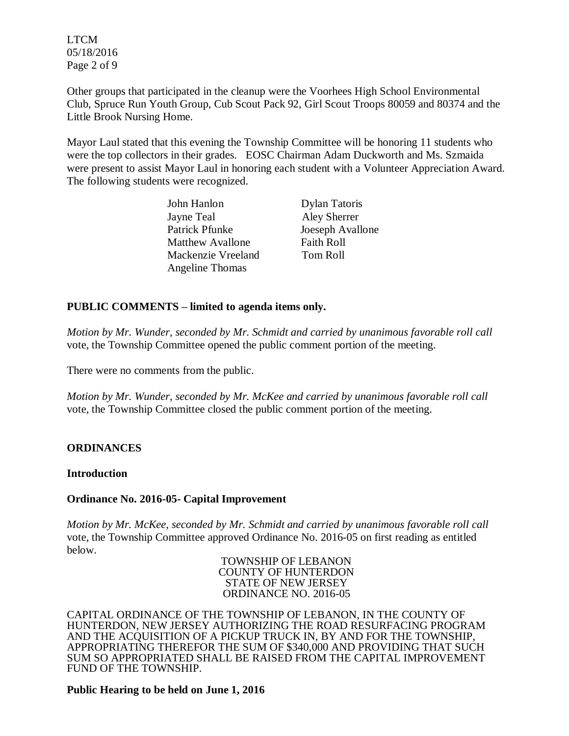Other groups that participated in the cleanup were the Voorhees High School Environmental Club, Spruce Run Youth Group, Cub Scout Pack 92, Girl Scout Troops 80059 and 80374 and the Little Brook Nursing Home.

Mayor Laul stated that this evening the Township Committee will be honoring 11 students who were the top collectors in their grades. EOSC Chairman Adam Duckworth and Ms. Szmaida were present to assist Mayor Laul in honoring each student with a Volunteer Appreciation Award. The following students were recognized.

| | |
|---|---|
| John Hanlon | Dylan Tatoris |
| Jayne Teal | Aley Sherrer |
| Patrick Pfunke | Joeseph Avallone |
| Matthew Avallone | Faith Roll |
| Mackenzie Vreeland | Tom Roll |
| Angeline Thomas | |

**PUBLIC COMMENTS – limited to agenda items only.**

*Motion by Mr. Wunder, seconded by Mr. Schmidt and carried by unanimous favorable roll call* vote, the Township Committee opened the public comment portion of the meeting.

There were no comments from the public.

*Motion by Mr. Wunder, seconded by Mr. McKee and carried by unanimous favorable roll call* vote, the Township Committee closed the public comment portion of the meeting.

**ORDINANCES**

**Introduction**

**Ordinance No. 2016-05- Capital Improvement**

*Motion by Mr. McKee, seconded by Mr. Schmidt and carried by unanimous favorable roll call* vote, the Township Committee approved Ordinance No. 2016-05 on first reading as entitled below.

TOWNSHIP OF LEBANON
COUNTY OF HUNTERDON
STATE OF NEW JERSEY
ORDINANCE NO. 2016-05

CAPITAL ORDINANCE OF THE TOWNSHIP OF LEBANON, IN THE COUNTY OF HUNTERDON, NEW JERSEY AUTHORIZING THE ROAD RESURFACING PROGRAM AND THE ACQUISITION OF A PICKUP TRUCK IN, BY AND FOR THE TOWNSHIP, APPROPRIATING THEREFOR THE SUM OF $340,000 AND PROVIDING THAT SUCH SUM SO APPROPRIATED SHALL BE RAISED FROM THE CAPITAL IMPROVEMENT FUND OF THE TOWNSHIP.

**Public Hearing to be held on June 1, 2016**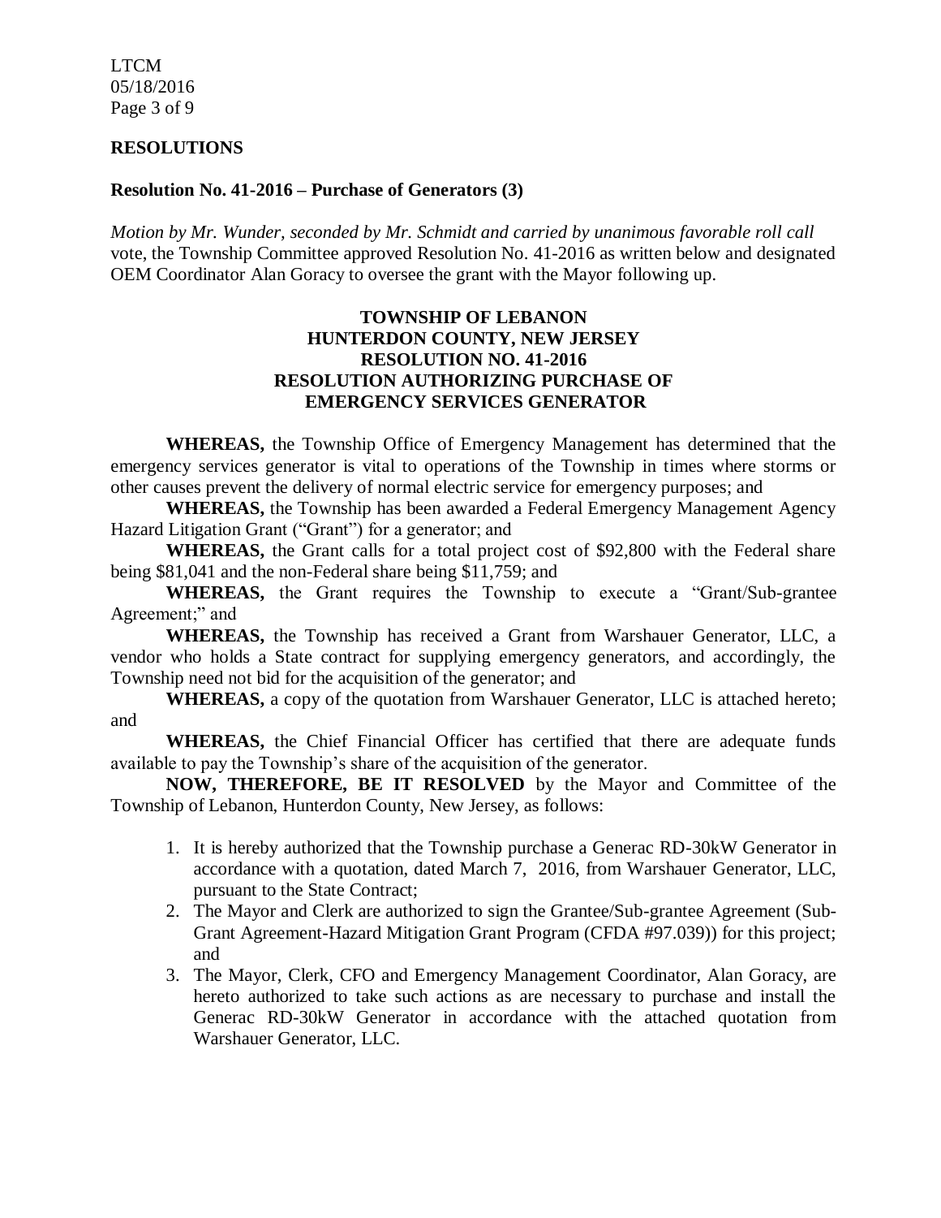## RESOLUTIONS

### Resolution No. 41-2016 – Purchase of Generators (3)

*Motion by Mr. Wunder, seconded by Mr. Schmidt and carried by unanimous favorable roll call* vote, the Township Committee approved Resolution No. 41-2016 as written below and designated OEM Coordinator Alan Goracy to oversee the grant with the Mayor following up.

**TOWNSHIP OF LEBANON**
**HUNTERDON COUNTY, NEW JERSEY**
**RESOLUTION NO. 41-2016**
**RESOLUTION AUTHORIZING PURCHASE OF EMERGENCY SERVICES GENERATOR**

**WHEREAS,** the Township Office of Emergency Management has determined that the emergency services generator is vital to operations of the Township in times where storms or other causes prevent the delivery of normal electric service for emergency purposes; and

**WHEREAS,** the Township has been awarded a Federal Emergency Management Agency Hazard Litigation Grant ("Grant") for a generator; and

**WHEREAS,** the Grant calls for a total project cost of $92,800 with the Federal share being $81,041 and the non-Federal share being $11,759; and

**WHEREAS,** the Grant requires the Township to execute a "Grant/Sub-grantee Agreement;" and

**WHEREAS,** the Township has received a Grant from Warshauer Generator, LLC, a vendor who holds a State contract for supplying emergency generators, and accordingly, the Township need not bid for the acquisition of the generator; and

**WHEREAS,** a copy of the quotation from Warshauer Generator, LLC is attached hereto; and

**WHEREAS,** the Chief Financial Officer has certified that there are adequate funds available to pay the Township's share of the acquisition of the generator.

**NOW, THEREFORE, BE IT RESOLVED** by the Mayor and Committee of the Township of Lebanon, Hunterdon County, New Jersey, as follows:

1. It is hereby authorized that the Township purchase a Generac RD-30kW Generator in accordance with a quotation, dated March 7, 2016, from Warshauer Generator, LLC, pursuant to the State Contract;
2. The Mayor and Clerk are authorized to sign the Grantee/Sub-grantee Agreement (Sub-Grant Agreement-Hazard Mitigation Grant Program (CFDA #97.039)) for this project; and
3. The Mayor, Clerk, CFO and Emergency Management Coordinator, Alan Goracy, are hereto authorized to take such actions as are necessary to purchase and install the Generac RD-30kW Generator in accordance with the attached quotation from Warshauer Generator, LLC.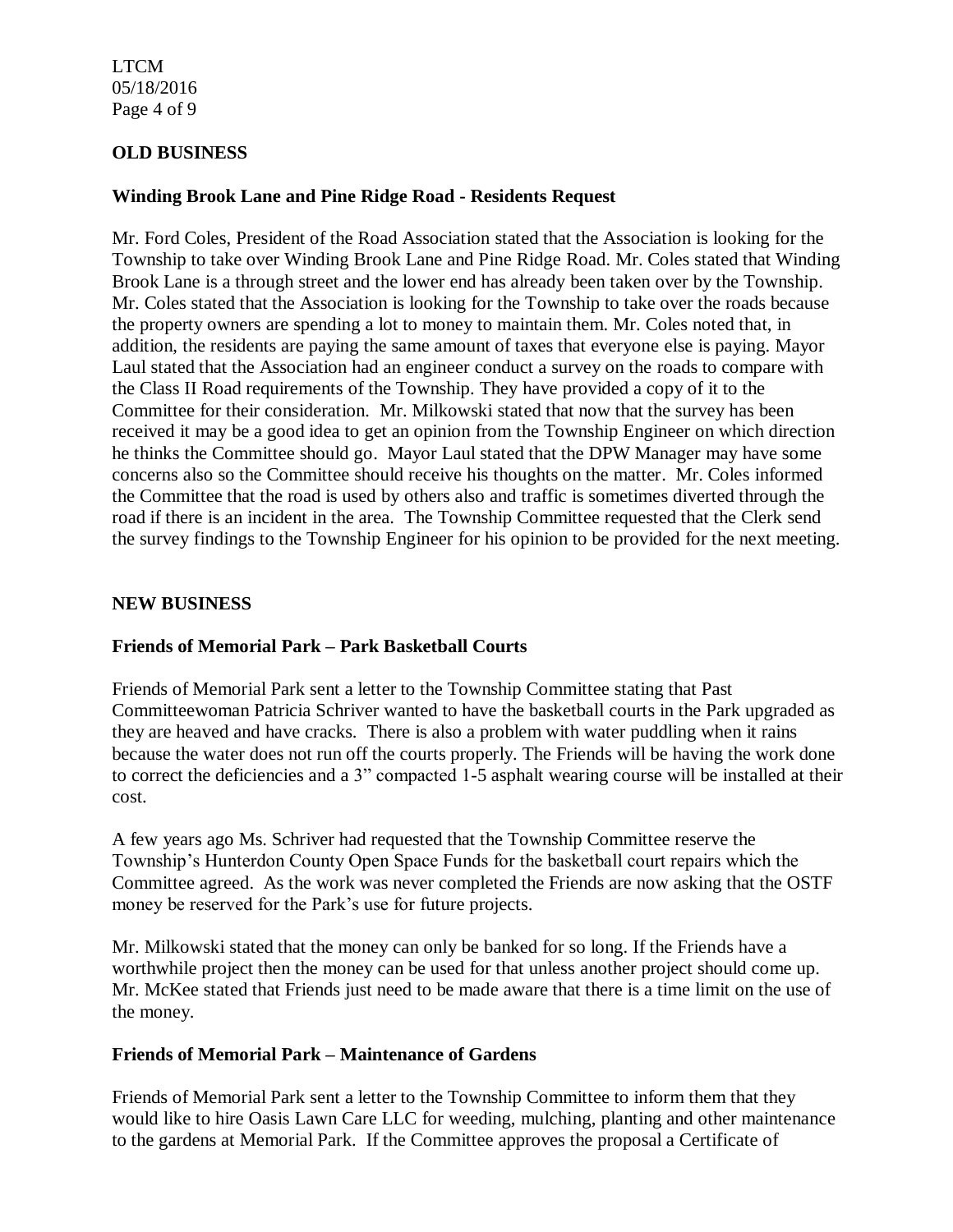## OLD BUSINESS

### Winding Brook Lane and Pine Ridge Road - Residents Request

Mr. Ford Coles, President of the Road Association stated that the Association is looking for the Township to take over Winding Brook Lane and Pine Ridge Road. Mr. Coles stated that Winding Brook Lane is a through street and the lower end has already been taken over by the Township. Mr. Coles stated that the Association is looking for the Township to take over the roads because the property owners are spending a lot to money to maintain them. Mr. Coles noted that, in addition, the residents are paying the same amount of taxes that everyone else is paying. Mayor Laul stated that the Association had an engineer conduct a survey on the roads to compare with the Class II Road requirements of the Township. They have provided a copy of it to the Committee for their consideration. Mr. Milkowski stated that now that the survey has been received it may be a good idea to get an opinion from the Township Engineer on which direction he thinks the Committee should go. Mayor Laul stated that the DPW Manager may have some concerns also so the Committee should receive his thoughts on the matter. Mr. Coles informed the Committee that the road is used by others also and traffic is sometimes diverted through the road if there is an incident in the area. The Township Committee requested that the Clerk send the survey findings to the Township Engineer for his opinion to be provided for the next meeting.

## NEW BUSINESS

### Friends of Memorial Park – Park Basketball Courts

Friends of Memorial Park sent a letter to the Township Committee stating that Past Committeewoman Patricia Schriver wanted to have the basketball courts in the Park upgraded as they are heaved and have cracks. There is also a problem with water puddling when it rains because the water does not run off the courts properly. The Friends will be having the work done to correct the deficiencies and a 3" compacted 1-5 asphalt wearing course will be installed at their cost.

A few years ago Ms. Schriver had requested that the Township Committee reserve the Township's Hunterdon County Open Space Funds for the basketball court repairs which the Committee agreed. As the work was never completed the Friends are now asking that the OSTF money be reserved for the Park's use for future projects.

Mr. Milkowski stated that the money can only be banked for so long. If the Friends have a worthwhile project then the money can be used for that unless another project should come up. Mr. McKee stated that Friends just need to be made aware that there is a time limit on the use of the money.

### Friends of Memorial Park – Maintenance of Gardens

Friends of Memorial Park sent a letter to the Township Committee to inform them that they would like to hire Oasis Lawn Care LLC for weeding, mulching, planting and other maintenance to the gardens at Memorial Park. If the Committee approves the proposal a Certificate of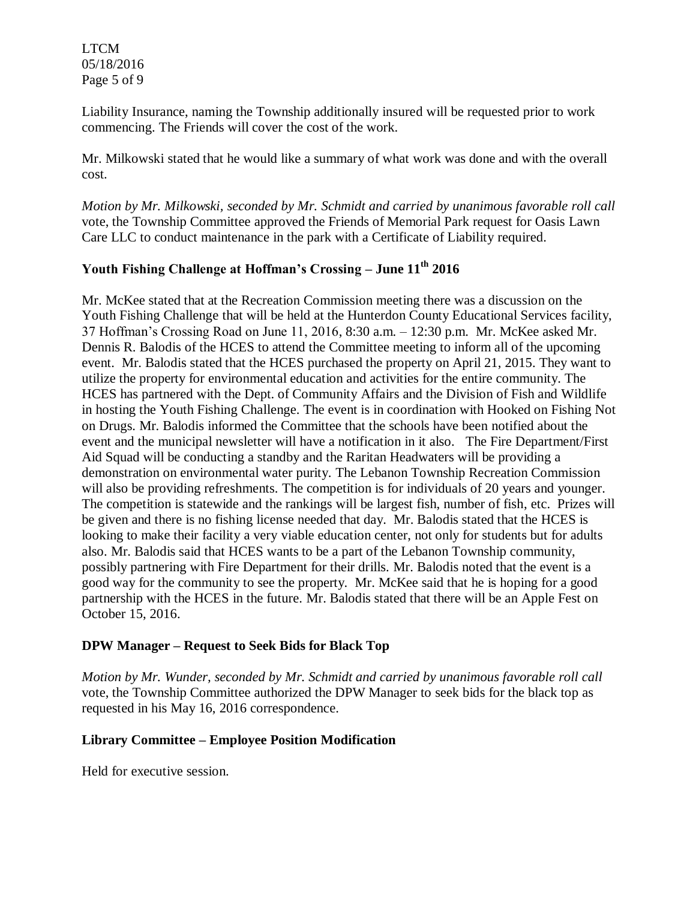Liability Insurance, naming the Township additionally insured will be requested prior to work commencing. The Friends will cover the cost of the work.

Mr. Milkowski stated that he would like a summary of what work was done and with the overall cost.

*Motion by Mr. Milkowski, seconded by Mr. Schmidt and carried by unanimous favorable roll call* vote, the Township Committee approved the Friends of Memorial Park request for Oasis Lawn Care LLC to conduct maintenance in the park with a Certificate of Liability required.

## Youth Fishing Challenge at Hoffman's Crossing – June 11th 2016

Mr. McKee stated that at the Recreation Commission meeting there was a discussion on the Youth Fishing Challenge that will be held at the Hunterdon County Educational Services facility, 37 Hoffman's Crossing Road on June 11, 2016, 8:30 a.m. – 12:30 p.m. Mr. McKee asked Mr. Dennis R. Balodis of the HCES to attend the Committee meeting to inform all of the upcoming event. Mr. Balodis stated that the HCES purchased the property on April 21, 2015. They want to utilize the property for environmental education and activities for the entire community. The HCES has partnered with the Dept. of Community Affairs and the Division of Fish and Wildlife in hosting the Youth Fishing Challenge. The event is in coordination with Hooked on Fishing Not on Drugs. Mr. Balodis informed the Committee that the schools have been notified about the event and the municipal newsletter will have a notification in it also. The Fire Department/First Aid Squad will be conducting a standby and the Raritan Headwaters will be providing a demonstration on environmental water purity. The Lebanon Township Recreation Commission will also be providing refreshments. The competition is for individuals of 20 years and younger. The competition is statewide and the rankings will be largest fish, number of fish, etc. Prizes will be given and there is no fishing license needed that day. Mr. Balodis stated that the HCES is looking to make their facility a very viable education center, not only for students but for adults also. Mr. Balodis said that HCES wants to be a part of the Lebanon Township community, possibly partnering with Fire Department for their drills. Mr. Balodis noted that the event is a good way for the community to see the property. Mr. McKee said that he is hoping for a good partnership with the HCES in the future. Mr. Balodis stated that there will be an Apple Fest on October 15, 2016.

## DPW Manager – Request to Seek Bids for Black Top

*Motion by Mr. Wunder, seconded by Mr. Schmidt and carried by unanimous favorable roll call* vote, the Township Committee authorized the DPW Manager to seek bids for the black top as requested in his May 16, 2016 correspondence.

## Library Committee – Employee Position Modification

Held for executive session.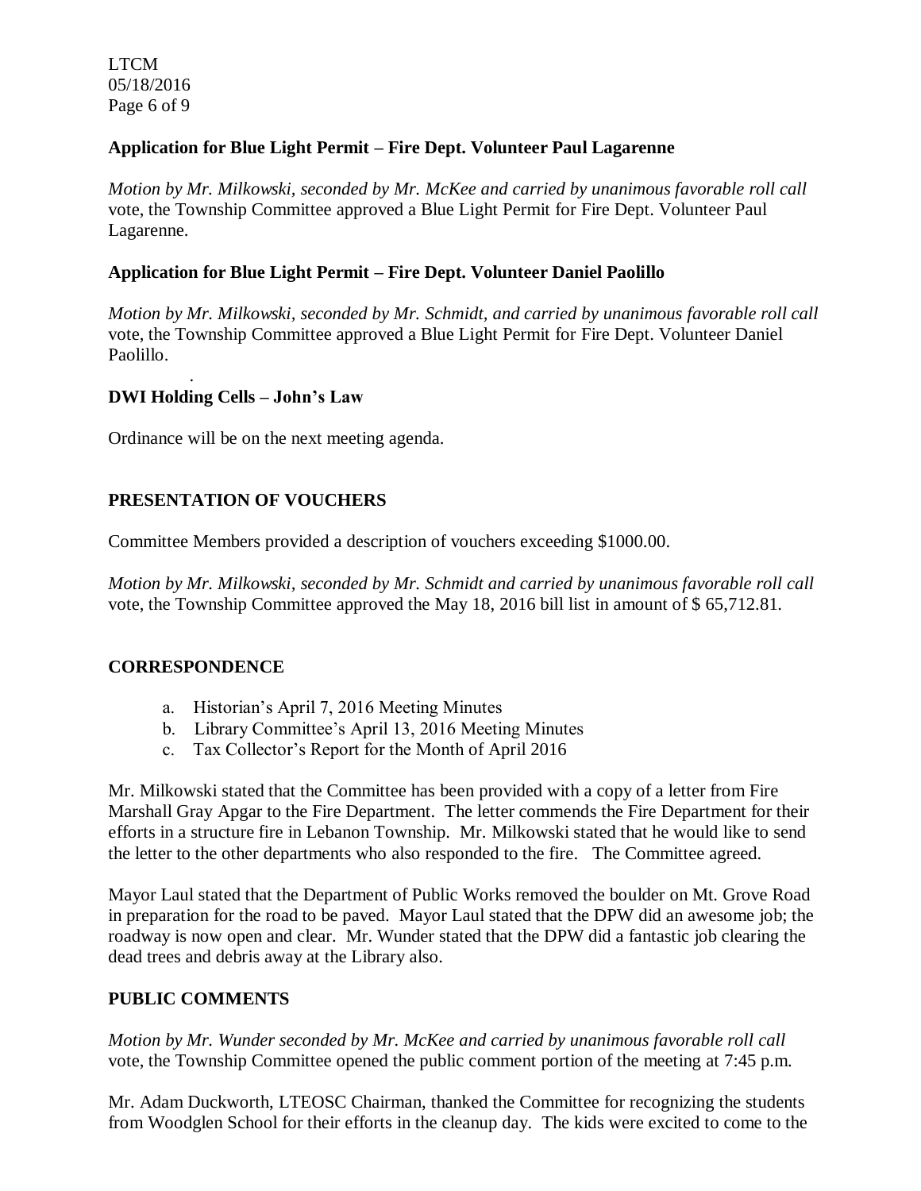**Application for Blue Light Permit – Fire Dept. Volunteer Paul Lagarenne**

*Motion by Mr. Milkowski, seconded by Mr. McKee and carried by unanimous favorable roll call* vote, the Township Committee approved a Blue Light Permit for Fire Dept. Volunteer Paul Lagarenne.

**Application for Blue Light Permit – Fire Dept. Volunteer Daniel Paolillo**

*Motion by Mr. Milkowski, seconded by Mr. Schmidt, and carried by unanimous favorable roll call* vote, the Township Committee approved a Blue Light Permit for Fire Dept. Volunteer Daniel Paolillo.

**DWI Holding Cells – John's Law**

Ordinance will be on the next meeting agenda.

**PRESENTATION OF VOUCHERS**

Committee Members provided a description of vouchers exceeding $1000.00.

*Motion by Mr. Milkowski, seconded by Mr. Schmidt and carried by unanimous favorable roll call* vote, the Township Committee approved the May 18, 2016 bill list in amount of $ 65,712.81.

**CORRESPONDENCE**

a. Historian's April 7, 2016 Meeting Minutes
b. Library Committee's April 13, 2016 Meeting Minutes
c. Tax Collector's Report for the Month of April 2016

Mr. Milkowski stated that the Committee has been provided with a copy of a letter from Fire Marshall Gray Apgar to the Fire Department. The letter commends the Fire Department for their efforts in a structure fire in Lebanon Township. Mr. Milkowski stated that he would like to send the letter to the other departments who also responded to the fire. The Committee agreed.

Mayor Laul stated that the Department of Public Works removed the boulder on Mt. Grove Road in preparation for the road to be paved. Mayor Laul stated that the DPW did an awesome job; the roadway is now open and clear. Mr. Wunder stated that the DPW did a fantastic job clearing the dead trees and debris away at the Library also.

**PUBLIC COMMENTS**

*Motion by Mr. Wunder seconded by Mr. McKee and carried by unanimous favorable roll call* vote, the Township Committee opened the public comment portion of the meeting at 7:45 p.m.

Mr. Adam Duckworth, LTEOSC Chairman, thanked the Committee for recognizing the students from Woodglen School for their efforts in the cleanup day. The kids were excited to come to the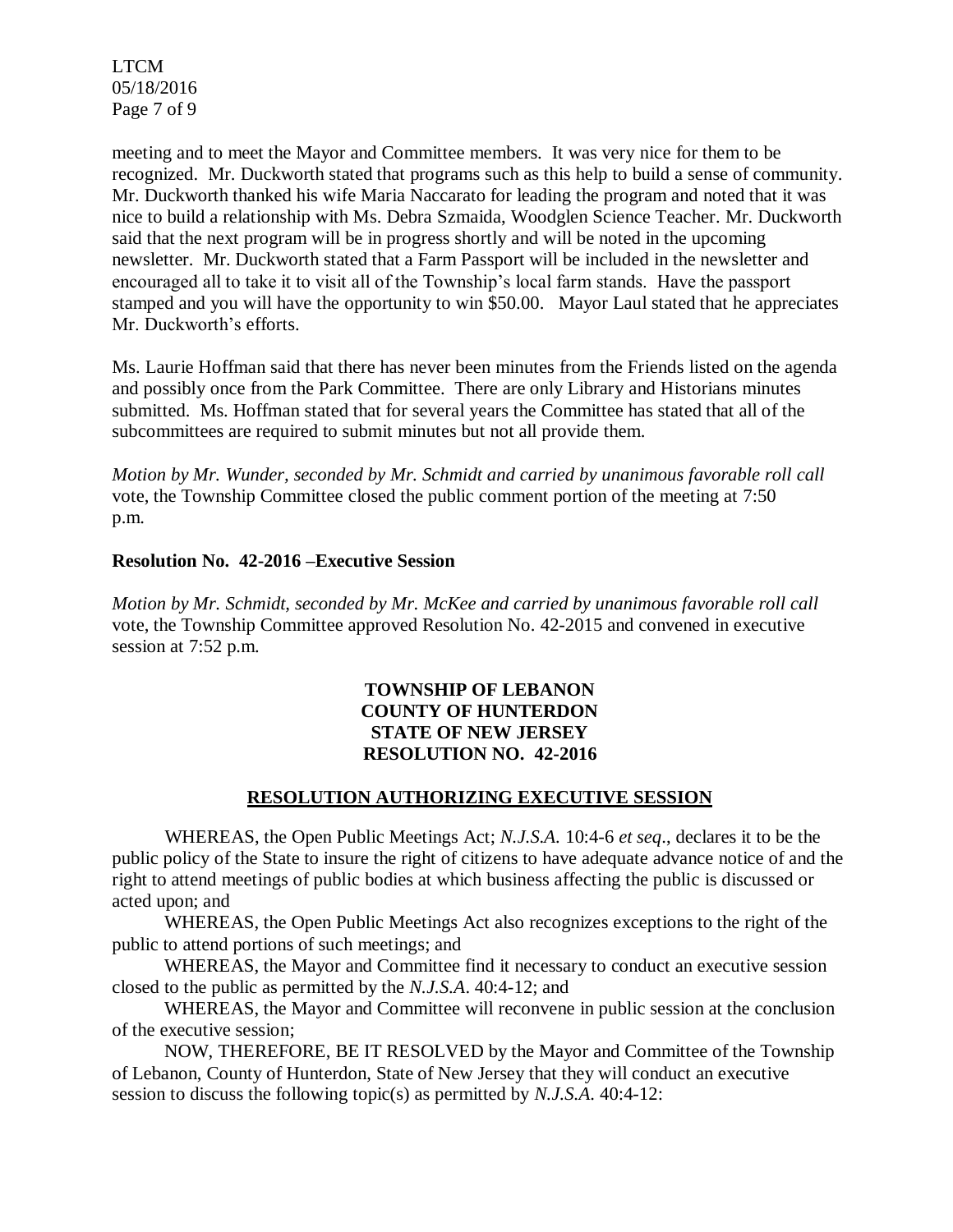meeting and to meet the Mayor and Committee members. It was very nice for them to be recognized. Mr. Duckworth stated that programs such as this help to build a sense of community. Mr. Duckworth thanked his wife Maria Naccarato for leading the program and noted that it was nice to build a relationship with Ms. Debra Szmaida, Woodglen Science Teacher. Mr. Duckworth said that the next program will be in progress shortly and will be noted in the upcoming newsletter. Mr. Duckworth stated that a Farm Passport will be included in the newsletter and encouraged all to take it to visit all of the Township's local farm stands. Have the passport stamped and you will have the opportunity to win $50.00. Mayor Laul stated that he appreciates Mr. Duckworth's efforts.

Ms. Laurie Hoffman said that there has never been minutes from the Friends listed on the agenda and possibly once from the Park Committee. There are only Library and Historians minutes submitted. Ms. Hoffman stated that for several years the Committee has stated that all of the subcommittees are required to submit minutes but not all provide them.

*Motion by Mr. Wunder, seconded by Mr. Schmidt and carried by unanimous favorable roll call* vote, the Township Committee closed the public comment portion of the meeting at 7:50 p.m.

**Resolution No. 42-2016 –Executive Session**

*Motion by Mr. Schmidt, seconded by Mr. McKee and carried by unanimous favorable roll call* vote, the Township Committee approved Resolution No. 42-2015 and convened in executive session at 7:52 p.m.

**TOWNSHIP OF LEBANON**
**COUNTY OF HUNTERDON**
**STATE OF NEW JERSEY**
**RESOLUTION NO. 42-2016**

**RESOLUTION AUTHORIZING EXECUTIVE SESSION**

WHEREAS, the Open Public Meetings Act; *N.J.S.A.* 10:4-6 *et seq*., declares it to be the public policy of the State to insure the right of citizens to have adequate advance notice of and the right to attend meetings of public bodies at which business affecting the public is discussed or acted upon; and

WHEREAS, the Open Public Meetings Act also recognizes exceptions to the right of the public to attend portions of such meetings; and

WHEREAS, the Mayor and Committee find it necessary to conduct an executive session closed to the public as permitted by the *N.J.S.A*. 40:4-12; and

WHEREAS, the Mayor and Committee will reconvene in public session at the conclusion of the executive session;

NOW, THEREFORE, BE IT RESOLVED by the Mayor and Committee of the Township of Lebanon, County of Hunterdon, State of New Jersey that they will conduct an executive session to discuss the following topic(s) as permitted by *N.J.S.A.* 40:4-12: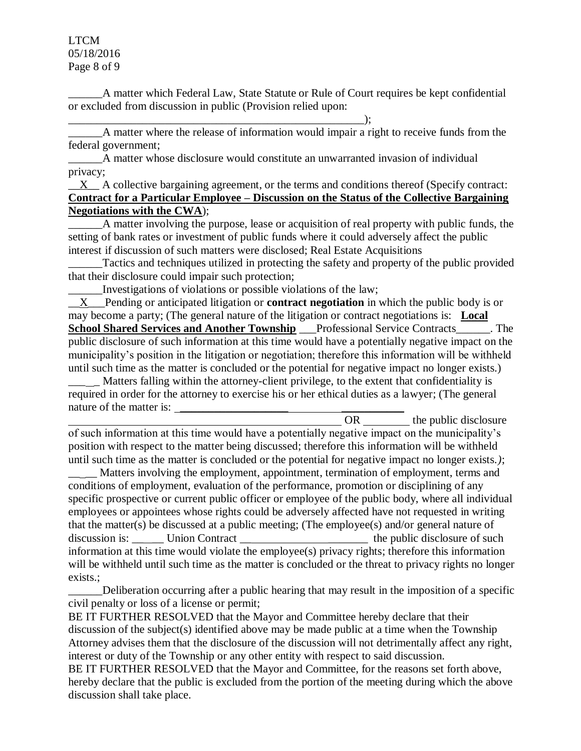______A matter which Federal Law, State Statute or Rule of Court requires be kept confidential or excluded from discussion in public (Provision relied upon: _____________________________________________________);

______A matter where the release of information would impair a right to receive funds from the federal government;

______A matter whose disclosure would constitute an unwarranted invasion of individual privacy;

__X__ A collective bargaining agreement, or the terms and conditions thereof (Specify contract: **Contract for a Particular Employee – Discussion on the Status of the Collective Bargaining Negotiations with the CWA**);

______A matter involving the purpose, lease or acquisition of real property with public funds, the setting of bank rates or investment of public funds where it could adversely affect the public interest if discussion of such matters were disclosed; Real Estate Acquisitions

______Tactics and techniques utilized in protecting the safety and property of the public provided that their disclosure could impair such protection;

______Investigations of violations or possible violations of the law;

__X___Pending or anticipated litigation or **contract negotiation** in which the public body is or may become a party; (The general nature of the litigation or contract negotiations is: **Local School Shared Services and Another Township** ___Professional Service Contracts______. The public disclosure of such information at this time would have a potentially negative impact on the municipality's position in the litigation or negotiation; therefore this information will be withheld until such time as the matter is concluded or the potential for negative impact no longer exists.)

_____ Matters falling within the attorney-client privilege, to the extent that confidentiality is required in order for the attorney to exercise his or her ethical duties as a lawyer; (The general nature of the matter is: ________________________________ _________________________________________________ OR ________ the public disclosure of such information at this time would have a potentially negative impact on the municipality's position with respect to the matter being discussed; therefore this information will be withheld until such time as the matter is concluded or the potential for negative impact no longer exists.*)*;

_____ Matters involving the employment, appointment, termination of employment, terms and conditions of employment, evaluation of the performance, promotion or disciplining of any specific prospective or current public officer or employee of the public body, where all individual employees or appointees whose rights could be adversely affected have not requested in writing that the matter(s) be discussed at a public meeting; (The employee(s) and/or general nature of discussion is: _____ Union Contract ______________________ the public disclosure of such information at this time would violate the employee(s) privacy rights; therefore this information will be withheld until such time as the matter is concluded or the threat to privacy rights no longer exists.;

______Deliberation occurring after a public hearing that may result in the imposition of a specific civil penalty or loss of a license or permit;

BE IT FURTHER RESOLVED that the Mayor and Committee hereby declare that their discussion of the subject(s) identified above may be made public at a time when the Township Attorney advises them that the disclosure of the discussion will not detrimentally affect any right, interest or duty of the Township or any other entity with respect to said discussion.

BE IT FURTHER RESOLVED that the Mayor and Committee, for the reasons set forth above, hereby declare that the public is excluded from the portion of the meeting during which the above discussion shall take place.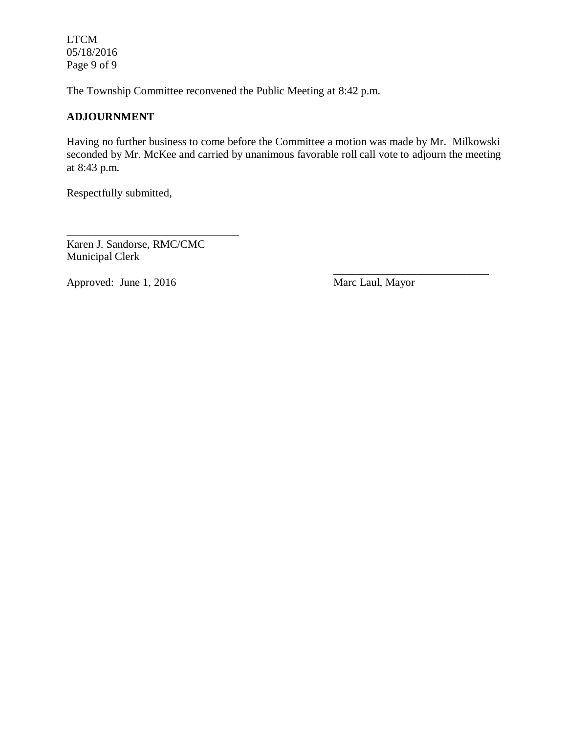The Township Committee reconvened the Public Meeting at 8:42 p.m.

**ADJOURNMENT**

Having no further business to come before the Committee a motion was made by Mr. Milkowski seconded by Mr. McKee and carried by unanimous favorable roll call vote to adjourn the meeting at 8:43 p.m.

Respectfully submitted,

\_\_\_\_\_\_\_\_\_\_\_\_\_\_\_\_\_\_\_\_\_\_\_\_\_\_\_\_\_\_\_\_
Karen J. Sandorse, RMC/CMC
Municipal Clerk

Approved: June 1, 2016

\_\_\_\_\_\_\_\_\_\_\_\_\_\_\_\_\_\_\_\_\_\_\_\_\_\_\_\_\_\_
Marc Laul, Mayor